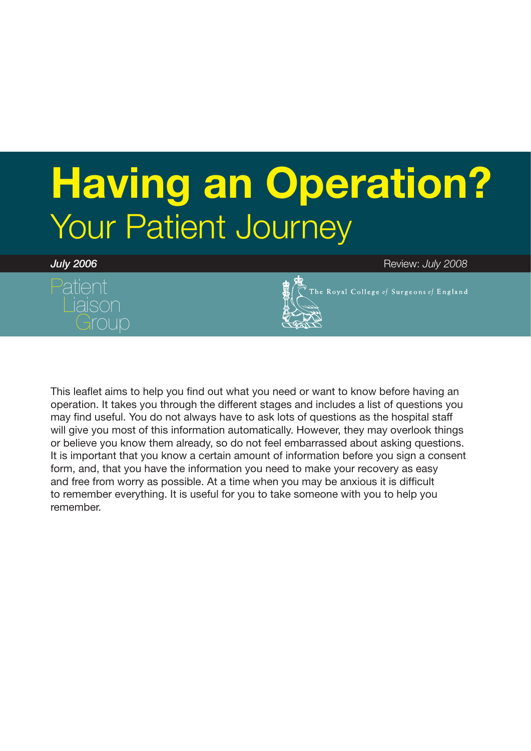# Having an Operation?

## Your Patient Journey

***July 2006*** Review: *July 2008*

Patient Liaison Group

The Royal College *of* Surgeons *of* England

This leaflet aims to help you find out what you need or want to know before having an operation. It takes you through the different stages and includes a list of questions you may find useful. You do not always have to ask lots of questions as the hospital staff will give you most of this information automatically. However, they may overlook things or believe you know them already, so do not feel embarrassed about asking questions. It is important that you know a certain amount of information before you sign a consent form, and, that you have the information you need to make your recovery as easy and free from worry as possible. At a time when you may be anxious it is difficult to remember everything. It is useful for you to take someone with you to help you remember.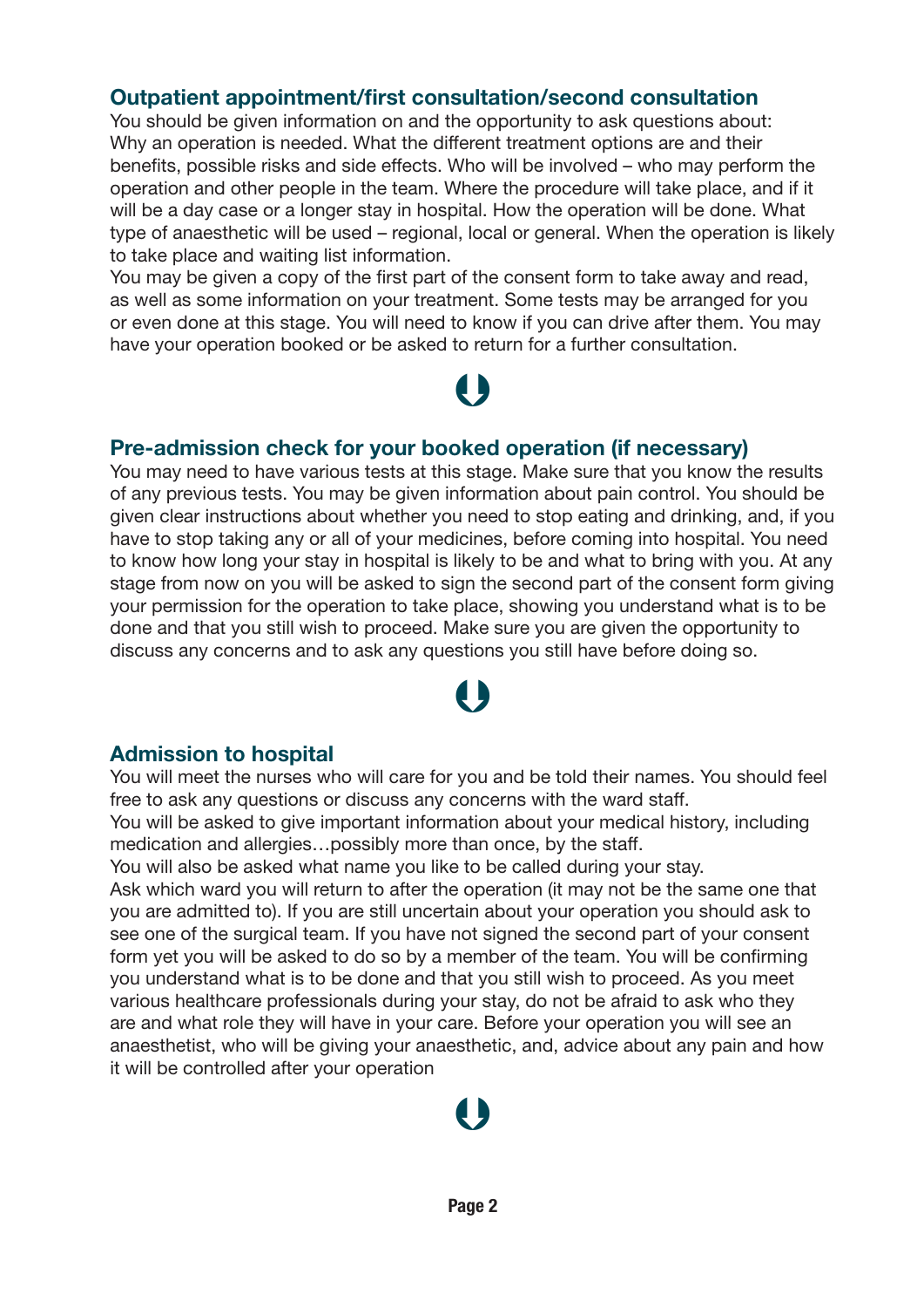## Outpatient appointment/first consultation/second consultation

You should be given information on and the opportunity to ask questions about: Why an operation is needed. What the different treatment options are and their benefits, possible risks and side effects. Who will be involved – who may perform the operation and other people in the team. Where the procedure will take place, and if it will be a day case or a longer stay in hospital. How the operation will be done. What type of anaesthetic will be used – regional, local or general. When the operation is likely to take place and waiting list information.

You may be given a copy of the first part of the consent form to take away and read, as well as some information on your treatment. Some tests may be arranged for you or even done at this stage. You will need to know if you can drive after them. You may have your operation booked or be asked to return for a further consultation.

## Pre-admission check for your booked operation (if necessary)

You may need to have various tests at this stage. Make sure that you know the results of any previous tests. You may be given information about pain control. You should be given clear instructions about whether you need to stop eating and drinking, and, if you have to stop taking any or all of your medicines, before coming into hospital. You need to know how long your stay in hospital is likely to be and what to bring with you. At any stage from now on you will be asked to sign the second part of the consent form giving your permission for the operation to take place, showing you understand what is to be done and that you still wish to proceed. Make sure you are given the opportunity to discuss any concerns and to ask any questions you still have before doing so.

## Admission to hospital

You will meet the nurses who will care for you and be told their names. You should feel free to ask any questions or discuss any concerns with the ward staff.

You will be asked to give important information about your medical history, including medication and allergies…possibly more than once, by the staff.

You will also be asked what name you like to be called during your stay.

Ask which ward you will return to after the operation (it may not be the same one that you are admitted to). If you are still uncertain about your operation you should ask to see one of the surgical team. If you have not signed the second part of your consent form yet you will be asked to do so by a member of the team. You will be confirming you understand what is to be done and that you still wish to proceed. As you meet various healthcare professionals during your stay, do not be afraid to ask who they are and what role they will have in your care. Before your operation you will see an anaesthetist, who will be giving your anaesthetic, and, advice about any pain and how it will be controlled after your operation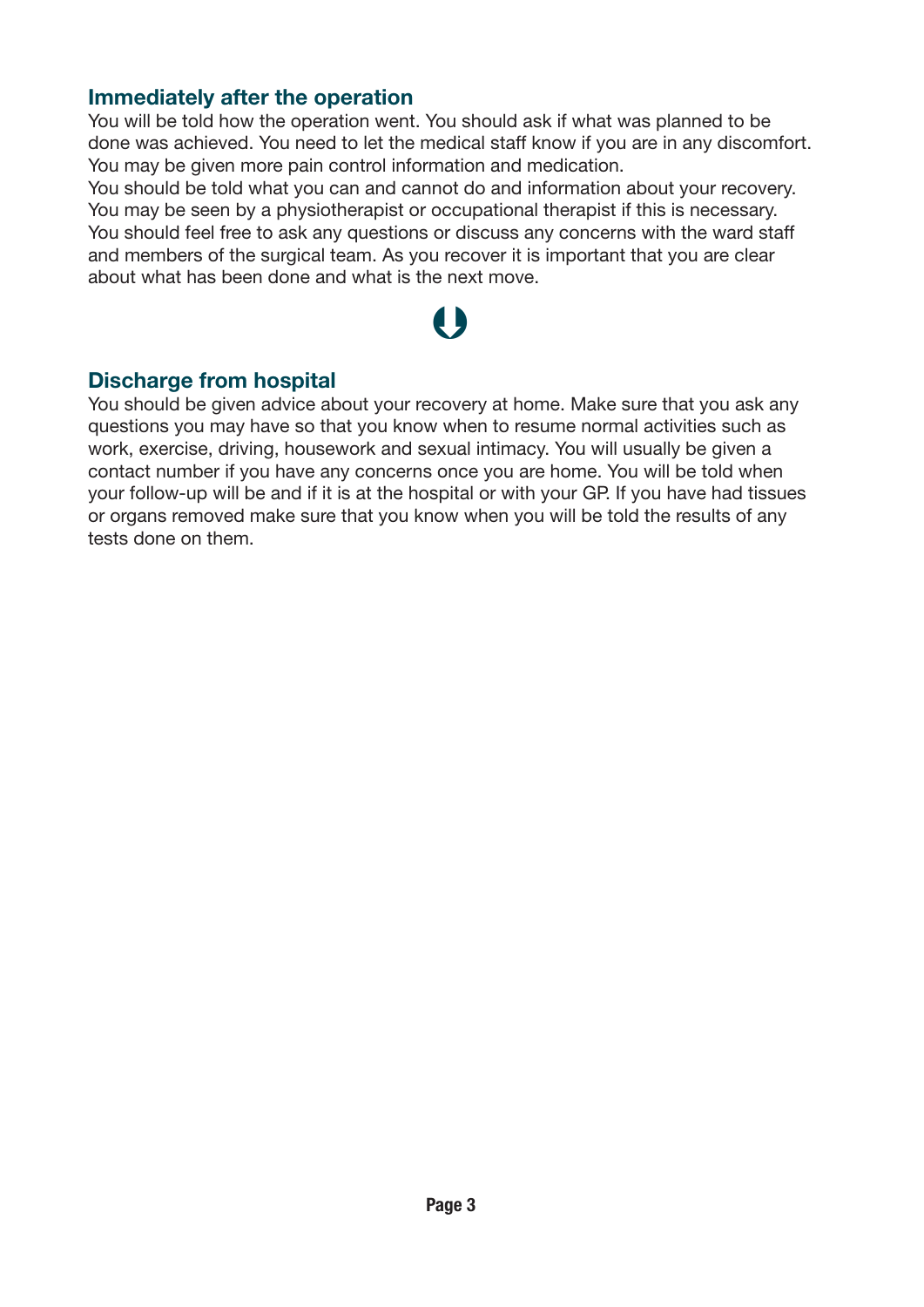## Immediately after the operation

You will be told how the operation went. You should ask if what was planned to be done was achieved. You need to let the medical staff know if you are in any discomfort. You may be given more pain control information and medication.

You should be told what you can and cannot do and information about your recovery. You may be seen by a physiotherapist or occupational therapist if this is necessary. You should feel free to ask any questions or discuss any concerns with the ward staff and members of the surgical team. As you recover it is important that you are clear about what has been done and what is the next move.

## Discharge from hospital

You should be given advice about your recovery at home. Make sure that you ask any questions you may have so that you know when to resume normal activities such as work, exercise, driving, housework and sexual intimacy. You will usually be given a contact number if you have any concerns once you are home. You will be told when your follow-up will be and if it is at the hospital or with your GP. If you have had tissues or organs removed make sure that you know when you will be told the results of any tests done on them.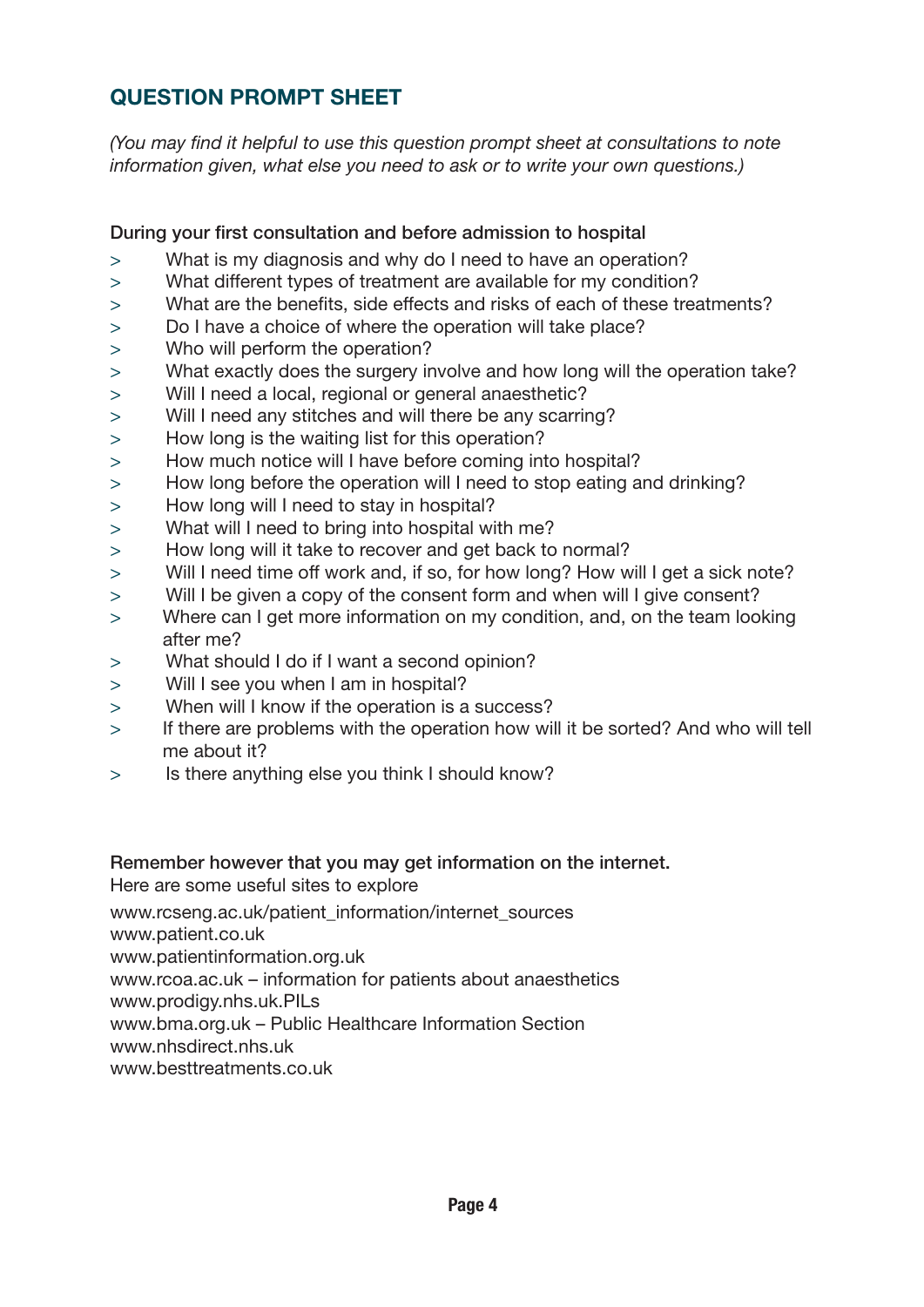## QUESTION PROMPT SHEET

*(You may find it helpful to use this question prompt sheet at consultations to note information given, what else you need to ask or to write your own questions.)*

During your first consultation and before admission to hospital

> What is my diagnosis and why do I need to have an operation?
> What different types of treatment are available for my condition?
> What are the benefits, side effects and risks of each of these treatments?
> Do I have a choice of where the operation will take place?
> Who will perform the operation?
> What exactly does the surgery involve and how long will the operation take?
> Will I need a local, regional or general anaesthetic?
> Will I need any stitches and will there be any scarring?
> How long is the waiting list for this operation?
> How much notice will I have before coming into hospital?
> How long before the operation will I need to stop eating and drinking?
> How long will I need to stay in hospital?
> What will I need to bring into hospital with me?
> How long will it take to recover and get back to normal?
> Will I need time off work and, if so, for how long? How will I get a sick note?
> Will I be given a copy of the consent form and when will I give consent?
> Where can I get more information on my condition, and, on the team looking after me?
> What should I do if I want a second opinion?
> Will I see you when I am in hospital?
> When will I know if the operation is a success?
> If there are problems with the operation how will it be sorted? And who will tell me about it?
> Is there anything else you think I should know?

Remember however that you may get information on the internet.
Here are some useful sites to explore

www.rcseng.ac.uk/patient_information/internet_sources
www.patient.co.uk
www.patientinformation.org.uk
www.rcoa.ac.uk – information for patients about anaesthetics
www.prodigy.nhs.uk.PILs
www.bma.org.uk – Public Healthcare Information Section
www.nhsdirect.nhs.uk
www.besttreatments.co.uk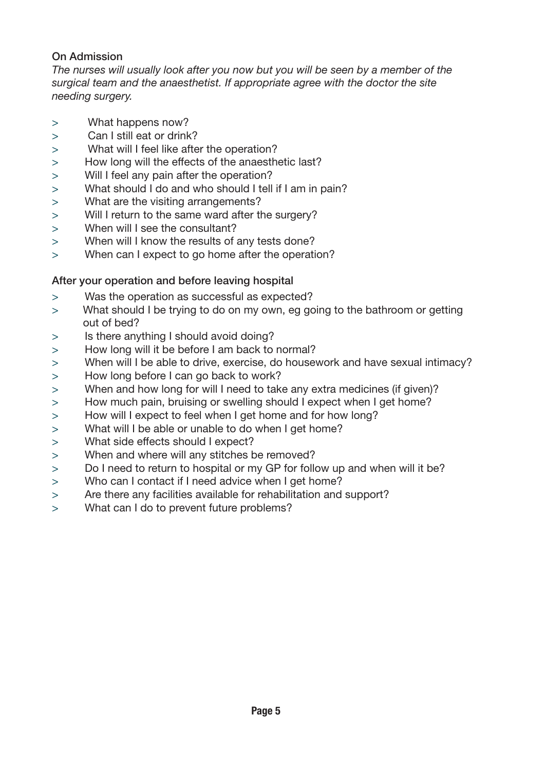## On Admission

*The nurses will usually look after you now but you will be seen by a member of the surgical team and the anaesthetist. If appropriate agree with the doctor the site needing surgery.*

- What happens now?
- Can I still eat or drink?
- What will I feel like after the operation?
- How long will the effects of the anaesthetic last?
- Will I feel any pain after the operation?
- What should I do and who should I tell if I am in pain?
- What are the visiting arrangements?
- Will I return to the same ward after the surgery?
- When will I see the consultant?
- When will I know the results of any tests done?
- When can I expect to go home after the operation?

## After your operation and before leaving hospital

- Was the operation as successful as expected?
- What should I be trying to do on my own, eg going to the bathroom or getting out of bed?
- Is there anything I should avoid doing?
- How long will it be before I am back to normal?
- When will I be able to drive, exercise, do housework and have sexual intimacy?
- How long before I can go back to work?
- When and how long for will I need to take any extra medicines (if given)?
- How much pain, bruising or swelling should I expect when I get home?
- How will I expect to feel when I get home and for how long?
- What will I be able or unable to do when I get home?
- What side effects should I expect?
- When and where will any stitches be removed?
- Do I need to return to hospital or my GP for follow up and when will it be?
- Who can I contact if I need advice when I get home?
- Are there any facilities available for rehabilitation and support?
- What can I do to prevent future problems?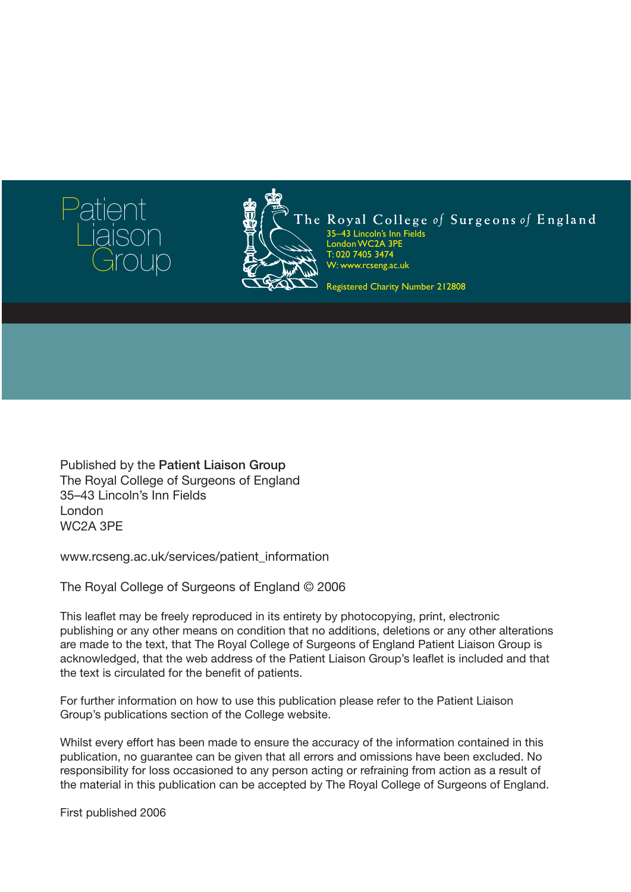Patient
Liaison
Group

The Royal College *of* Surgeons *of* England
35–43 Lincoln's Inn Fields
London WC2A 3PE
T: 020 7405 3474
W: www.rcseng.ac.uk

Registered Charity Number 212808

Published by the **Patient Liaison Group**
The Royal College of Surgeons of England
35–43 Lincoln's Inn Fields
London
WC2A 3PE

www.rcseng.ac.uk/services/patient_information

The Royal College of Surgeons of England © 2006

This leaflet may be freely reproduced in its entirety by photocopying, print, electronic publishing or any other means on condition that no additions, deletions or any other alterations are made to the text, that The Royal College of Surgeons of England Patient Liaison Group is acknowledged, that the web address of the Patient Liaison Group's leaflet is included and that the text is circulated for the benefit of patients.

For further information on how to use this publication please refer to the Patient Liaison Group's publications section of the College website.

Whilst every effort has been made to ensure the accuracy of the information contained in this publication, no guarantee can be given that all errors and omissions have been excluded. No responsibility for loss occasioned to any person acting or refraining from action as a result of the material in this publication can be accepted by The Royal College of Surgeons of England.

First published 2006